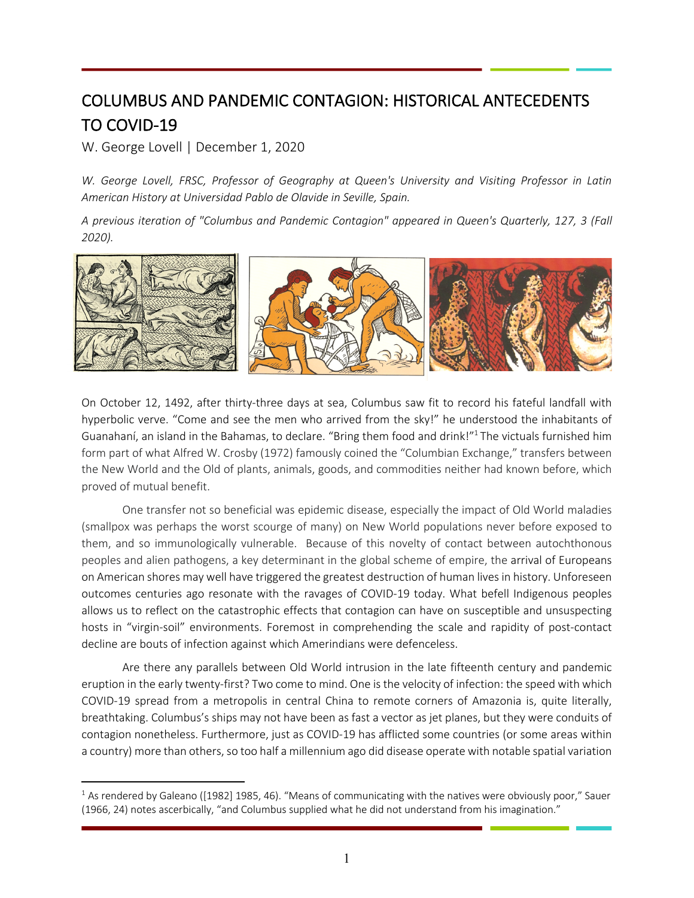# COLUMBUS AND PANDEMIC CONTAGION: HISTORICAL ANTECEDENTS TO COVID-19

W. George Lovell | December 1, 2020

*W. George Lovell, FRSC, Professor of Geography at Queen's University and Visiting Professor in Latin American History at Universidad Pablo de Olavide in Seville, Spain.*

*A previous iteration of "Columbus and Pandemic Contagion" appeared in Queen's Quarterly, 127, 3 (Fall 2020).*

On October 12, 1492, after thirty-three days at sea, Columbus saw fit to record his fateful landfall with hyperbolic verve. "Come and see the men who arrived from the sky!" he understood the inhabitants of Guanahaní, an island in the Bahamas, to declare. "Bring them food and drink!"[1] The victuals furnished him form part of what Alfred W. Crosby (1972) famously coined the "Columbian Exchange," transfers between the New World and the Old of plants, animals, goods, and commodities neither had known before, which proved of mutual benefit.

One transfer not so beneficial was epidemic disease, especially the impact of Old World maladies (smallpox was perhaps the worst scourge of many) on New World populations never before exposed to them, and so immunologically vulnerable. Because of this novelty of contact between autochthonous peoples and alien pathogens, a key determinant in the global scheme of empire, the arrival of Europeans on American shores may well have triggered the greatest destruction of human lives in history. Unforeseen outcomes centuries ago resonate with the ravages of COVID-19 today. What befell Indigenous peoples allows us to reflect on the catastrophic effects that contagion can have on susceptible and unsuspecting hosts in "virgin-soil" environments. Foremost in comprehending the scale and rapidity of post-contact decline are bouts of infection against which Amerindians were defenceless.

Are there any parallels between Old World intrusion in the late fifteenth century and pandemic eruption in the early twenty-first? Two come to mind. One is the velocity of infection: the speed with which COVID-19 spread from a metropolis in central China to remote corners of Amazonia is, quite literally, breathtaking. Columbus's ships may not have been as fast a vector as jet planes, but they were conduits of contagion nonetheless. Furthermore, just as COVID-19 has afflicted some countries (or some areas within a country) more than others, so too half a millennium ago did disease operate with notable spatial variation

---

[1] As rendered by Galeano ([1982] 1985, 46). "Means of communicating with the natives were obviously poor," Sauer (1966, 24) notes ascerbically, "and Columbus supplied what he did not understand from his imagination."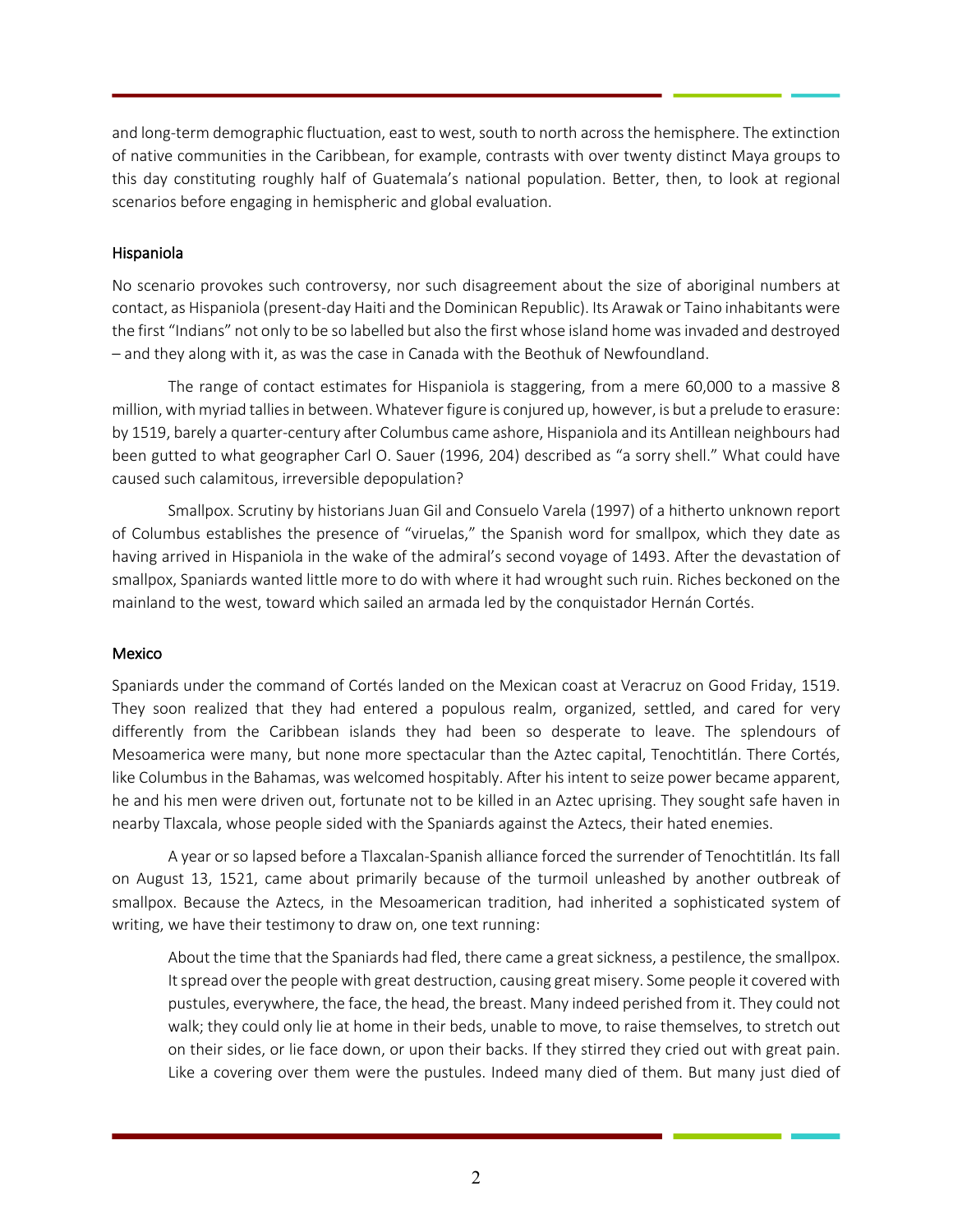and long-term demographic fluctuation, east to west, south to north across the hemisphere. The extinction of native communities in the Caribbean, for example, contrasts with over twenty distinct Maya groups to this day constituting roughly half of Guatemala's national population. Better, then, to look at regional scenarios before engaging in hemispheric and global evaluation.

### Hispaniola

No scenario provokes such controversy, nor such disagreement about the size of aboriginal numbers at contact, as Hispaniola (present-day Haiti and the Dominican Republic). Its Arawak or Taino inhabitants were the first "Indians" not only to be so labelled but also the first whose island home was invaded and destroyed – and they along with it, as was the case in Canada with the Beothuk of Newfoundland.

The range of contact estimates for Hispaniola is staggering, from a mere 60,000 to a massive 8 million, with myriad tallies in between. Whatever figure is conjured up, however, is but a prelude to erasure: by 1519, barely a quarter-century after Columbus came ashore, Hispaniola and its Antillean neighbours had been gutted to what geographer Carl O. Sauer (1996, 204) described as "a sorry shell." What could have caused such calamitous, irreversible depopulation?

Smallpox. Scrutiny by historians Juan Gil and Consuelo Varela (1997) of a hitherto unknown report of Columbus establishes the presence of "viruelas," the Spanish word for smallpox, which they date as having arrived in Hispaniola in the wake of the admiral's second voyage of 1493. After the devastation of smallpox, Spaniards wanted little more to do with where it had wrought such ruin. Riches beckoned on the mainland to the west, toward which sailed an armada led by the conquistador Hernán Cortés.

### Mexico

Spaniards under the command of Cortés landed on the Mexican coast at Veracruz on Good Friday, 1519. They soon realized that they had entered a populous realm, organized, settled, and cared for very differently from the Caribbean islands they had been so desperate to leave. The splendours of Mesoamerica were many, but none more spectacular than the Aztec capital, Tenochtitlán. There Cortés, like Columbus in the Bahamas, was welcomed hospitably. After his intent to seize power became apparent, he and his men were driven out, fortunate not to be killed in an Aztec uprising. They sought safe haven in nearby Tlaxcala, whose people sided with the Spaniards against the Aztecs, their hated enemies.

A year or so lapsed before a Tlaxcalan-Spanish alliance forced the surrender of Tenochtitlán. Its fall on August 13, 1521, came about primarily because of the turmoil unleashed by another outbreak of smallpox. Because the Aztecs, in the Mesoamerican tradition, had inherited a sophisticated system of writing, we have their testimony to draw on, one text running:

> About the time that the Spaniards had fled, there came a great sickness, a pestilence, the smallpox. It spread over the people with great destruction, causing great misery. Some people it covered with pustules, everywhere, the face, the head, the breast. Many indeed perished from it. They could not walk; they could only lie at home in their beds, unable to move, to raise themselves, to stretch out on their sides, or lie face down, or upon their backs. If they stirred they cried out with great pain. Like a covering over them were the pustules. Indeed many died of them. But many just died of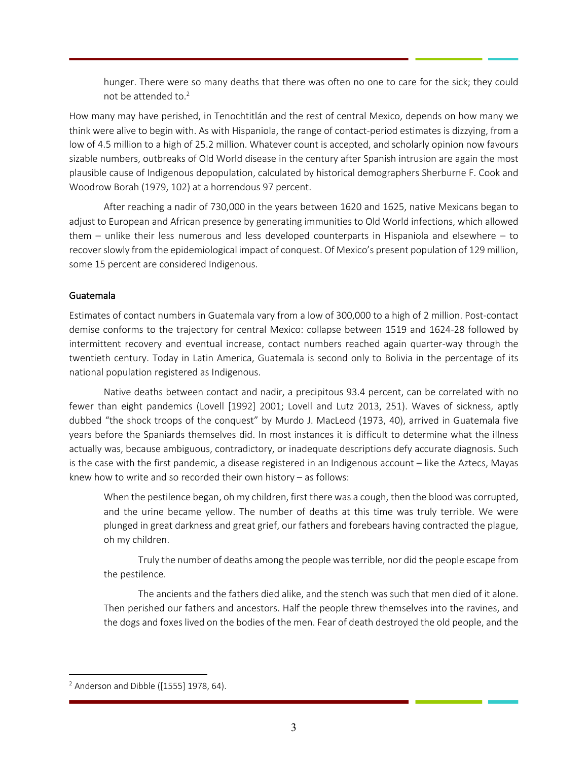> hunger. There were so many deaths that there was often no one to care for the sick; they could not be attended to.[2]

How many may have perished, in Tenochtitlán and the rest of central Mexico, depends on how many we think were alive to begin with. As with Hispaniola, the range of contact-period estimates is dizzying, from a low of 4.5 million to a high of 25.2 million. Whatever count is accepted, and scholarly opinion now favours sizable numbers, outbreaks of Old World disease in the century after Spanish intrusion are again the most plausible cause of Indigenous depopulation, calculated by historical demographers Sherburne F. Cook and Woodrow Borah (1979, 102) at a horrendous 97 percent.

After reaching a nadir of 730,000 in the years between 1620 and 1625, native Mexicans began to adjust to European and African presence by generating immunities to Old World infections, which allowed them – unlike their less numerous and less developed counterparts in Hispaniola and elsewhere – to recover slowly from the epidemiological impact of conquest. Of Mexico's present population of 129 million, some 15 percent are considered Indigenous.

## Guatemala

Estimates of contact numbers in Guatemala vary from a low of 300,000 to a high of 2 million. Post-contact demise conforms to the trajectory for central Mexico: collapse between 1519 and 1624-28 followed by intermittent recovery and eventual increase, contact numbers reached again quarter-way through the twentieth century. Today in Latin America, Guatemala is second only to Bolivia in the percentage of its national population registered as Indigenous.

Native deaths between contact and nadir, a precipitous 93.4 percent, can be correlated with no fewer than eight pandemics (Lovell [1992] 2001; Lovell and Lutz 2013, 251). Waves of sickness, aptly dubbed "the shock troops of the conquest" by Murdo J. MacLeod (1973, 40), arrived in Guatemala five years before the Spaniards themselves did. In most instances it is difficult to determine what the illness actually was, because ambiguous, contradictory, or inadequate descriptions defy accurate diagnosis. Such is the case with the first pandemic, a disease registered in an Indigenous account – like the Aztecs, Mayas knew how to write and so recorded their own history – as follows:

> When the pestilence began, oh my children, first there was a cough, then the blood was corrupted, and the urine became yellow. The number of deaths at this time was truly terrible. We were plunged in great darkness and great grief, our fathers and forebears having contracted the plague, oh my children.
>
> Truly the number of deaths among the people was terrible, nor did the people escape from the pestilence.
>
> The ancients and the fathers died alike, and the stench was such that men died of it alone. Then perished our fathers and ancestors. Half the people threw themselves into the ravines, and the dogs and foxes lived on the bodies of the men. Fear of death destroyed the old people, and the

---

[2] Anderson and Dibble ([1555] 1978, 64).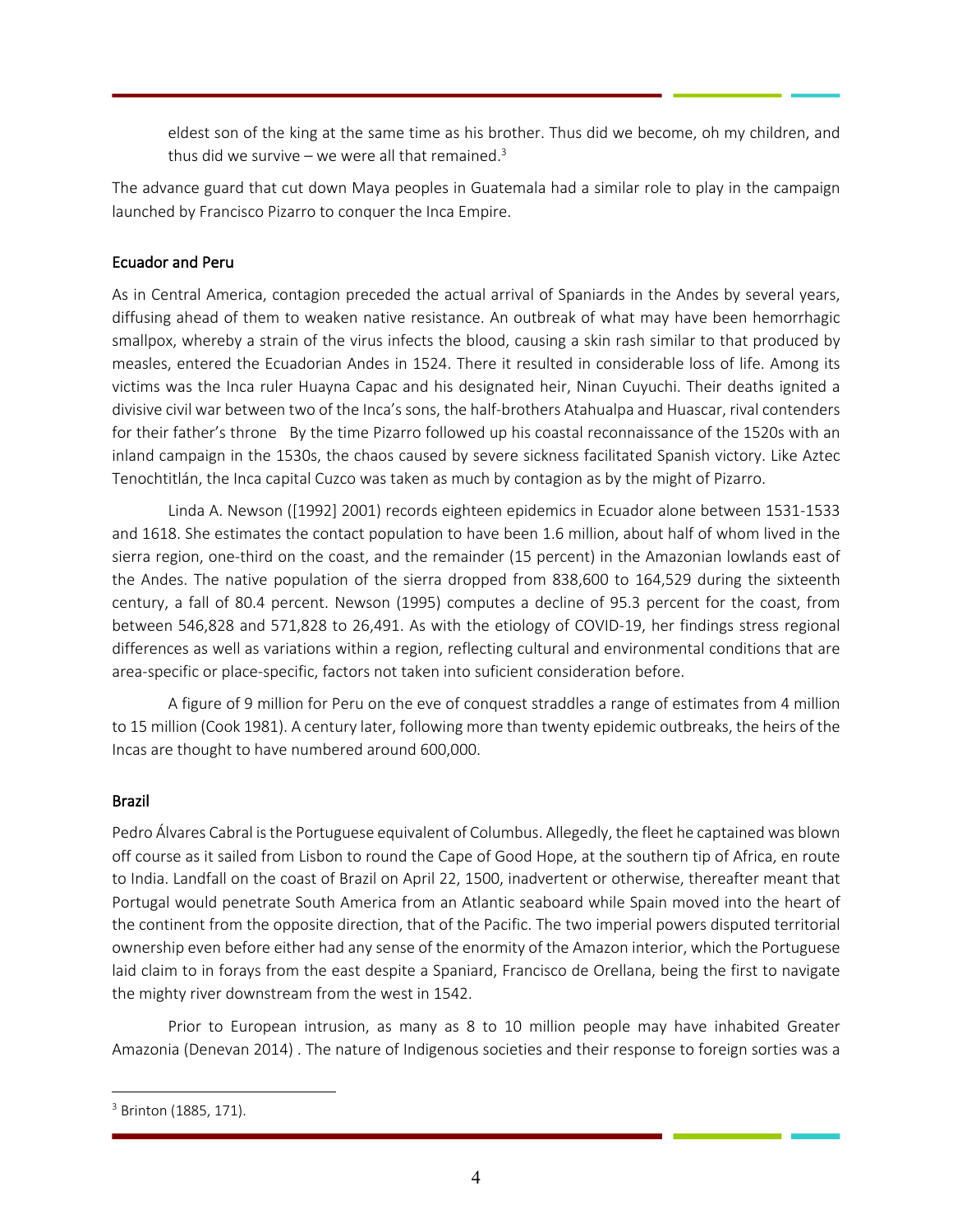> eldest son of the king at the same time as his brother. Thus did we become, oh my children, and thus did we survive – we were all that remained.[3]

The advance guard that cut down Maya peoples in Guatemala had a similar role to play in the campaign launched by Francisco Pizarro to conquer the Inca Empire.

## Ecuador and Peru

As in Central America, contagion preceded the actual arrival of Spaniards in the Andes by several years, diffusing ahead of them to weaken native resistance. An outbreak of what may have been hemorrhagic smallpox, whereby a strain of the virus infects the blood, causing a skin rash similar to that produced by measles, entered the Ecuadorian Andes in 1524. There it resulted in considerable loss of life. Among its victims was the Inca ruler Huayna Capac and his designated heir, Ninan Cuyuchi. Their deaths ignited a divisive civil war between two of the Inca's sons, the half-brothers Atahualpa and Huascar, rival contenders for their father's throne By the time Pizarro followed up his coastal reconnaissance of the 1520s with an inland campaign in the 1530s, the chaos caused by severe sickness facilitated Spanish victory. Like Aztec Tenochtitlán, the Inca capital Cuzco was taken as much by contagion as by the might of Pizarro.

Linda A. Newson ([1992] 2001) records eighteen epidemics in Ecuador alone between 1531-1533 and 1618. She estimates the contact population to have been 1.6 million, about half of whom lived in the sierra region, one-third on the coast, and the remainder (15 percent) in the Amazonian lowlands east of the Andes. The native population of the sierra dropped from 838,600 to 164,529 during the sixteenth century, a fall of 80.4 percent. Newson (1995) computes a decline of 95.3 percent for the coast, from between 546,828 and 571,828 to 26,491. As with the etiology of COVID-19, her findings stress regional differences as well as variations within a region, reflecting cultural and environmental conditions that are area-specific or place-specific, factors not taken into suficient consideration before.

A figure of 9 million for Peru on the eve of conquest straddles a range of estimates from 4 million to 15 million (Cook 1981). A century later, following more than twenty epidemic outbreaks, the heirs of the Incas are thought to have numbered around 600,000.

## Brazil

Pedro Álvares Cabral is the Portuguese equivalent of Columbus. Allegedly, the fleet he captained was blown off course as it sailed from Lisbon to round the Cape of Good Hope, at the southern tip of Africa, en route to India. Landfall on the coast of Brazil on April 22, 1500, inadvertent or otherwise, thereafter meant that Portugal would penetrate South America from an Atlantic seaboard while Spain moved into the heart of the continent from the opposite direction, that of the Pacific. The two imperial powers disputed territorial ownership even before either had any sense of the enormity of the Amazon interior, which the Portuguese laid claim to in forays from the east despite a Spaniard, Francisco de Orellana, being the first to navigate the mighty river downstream from the west in 1542.

Prior to European intrusion, as many as 8 to 10 million people may have inhabited Greater Amazonia (Denevan 2014) . The nature of Indigenous societies and their response to foreign sorties was a

---

[3] Brinton (1885, 171).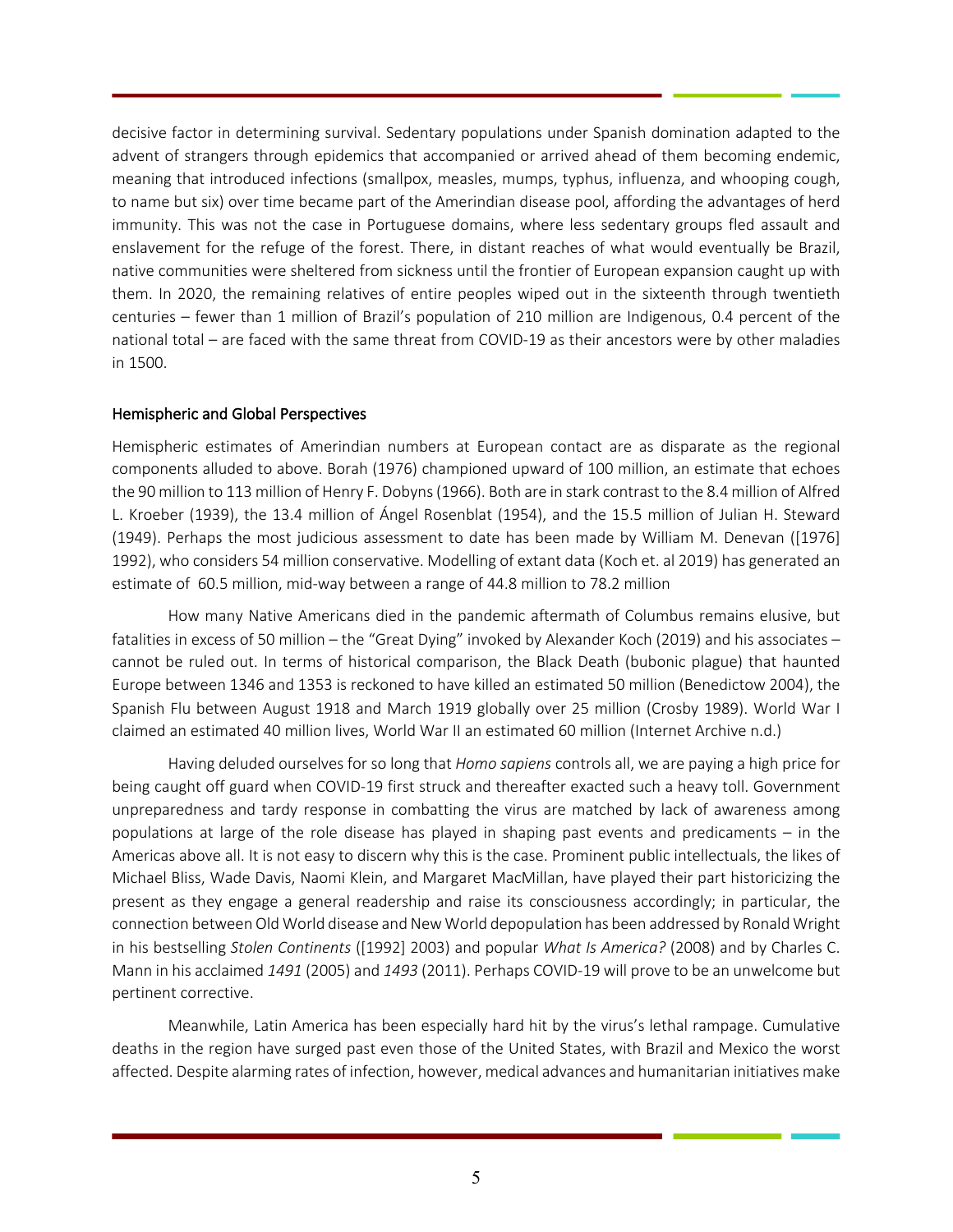decisive factor in determining survival. Sedentary populations under Spanish domination adapted to the advent of strangers through epidemics that accompanied or arrived ahead of them becoming endemic, meaning that introduced infections (smallpox, measles, mumps, typhus, influenza, and whooping cough, to name but six) over time became part of the Amerindian disease pool, affording the advantages of herd immunity. This was not the case in Portuguese domains, where less sedentary groups fled assault and enslavement for the refuge of the forest. There, in distant reaches of what would eventually be Brazil, native communities were sheltered from sickness until the frontier of European expansion caught up with them. In 2020, the remaining relatives of entire peoples wiped out in the sixteenth through twentieth centuries – fewer than 1 million of Brazil's population of 210 million are Indigenous, 0.4 percent of the national total – are faced with the same threat from COVID-19 as their ancestors were by other maladies in 1500.

## Hemispheric and Global Perspectives

Hemispheric estimates of Amerindian numbers at European contact are as disparate as the regional components alluded to above. Borah (1976) championed upward of 100 million, an estimate that echoes the 90 million to 113 million of Henry F. Dobyns (1966). Both are in stark contrast to the 8.4 million of Alfred L. Kroeber (1939), the 13.4 million of Ángel Rosenblat (1954), and the 15.5 million of Julian H. Steward (1949). Perhaps the most judicious assessment to date has been made by William M. Denevan ([1976] 1992), who considers 54 million conservative. Modelling of extant data (Koch et. al 2019) has generated an estimate of 60.5 million, mid-way between a range of 44.8 million to 78.2 million

How many Native Americans died in the pandemic aftermath of Columbus remains elusive, but fatalities in excess of 50 million – the "Great Dying" invoked by Alexander Koch (2019) and his associates – cannot be ruled out. In terms of historical comparison, the Black Death (bubonic plague) that haunted Europe between 1346 and 1353 is reckoned to have killed an estimated 50 million (Benedictow 2004), the Spanish Flu between August 1918 and March 1919 globally over 25 million (Crosby 1989). World War I claimed an estimated 40 million lives, World War II an estimated 60 million (Internet Archive n.d.)

Having deluded ourselves for so long that *Homo sapiens* controls all, we are paying a high price for being caught off guard when COVID-19 first struck and thereafter exacted such a heavy toll. Government unpreparedness and tardy response in combatting the virus are matched by lack of awareness among populations at large of the role disease has played in shaping past events and predicaments – in the Americas above all. It is not easy to discern why this is the case. Prominent public intellectuals, the likes of Michael Bliss, Wade Davis, Naomi Klein, and Margaret MacMillan, have played their part historicizing the present as they engage a general readership and raise its consciousness accordingly; in particular, the connection between Old World disease and New World depopulation has been addressed by Ronald Wright in his bestselling *Stolen Continents* ([1992] 2003) and popular *What Is America?* (2008) and by Charles C. Mann in his acclaimed *1491* (2005) and *1493* (2011). Perhaps COVID-19 will prove to be an unwelcome but pertinent corrective.

Meanwhile, Latin America has been especially hard hit by the virus's lethal rampage. Cumulative deaths in the region have surged past even those of the United States, with Brazil and Mexico the worst affected. Despite alarming rates of infection, however, medical advances and humanitarian initiatives make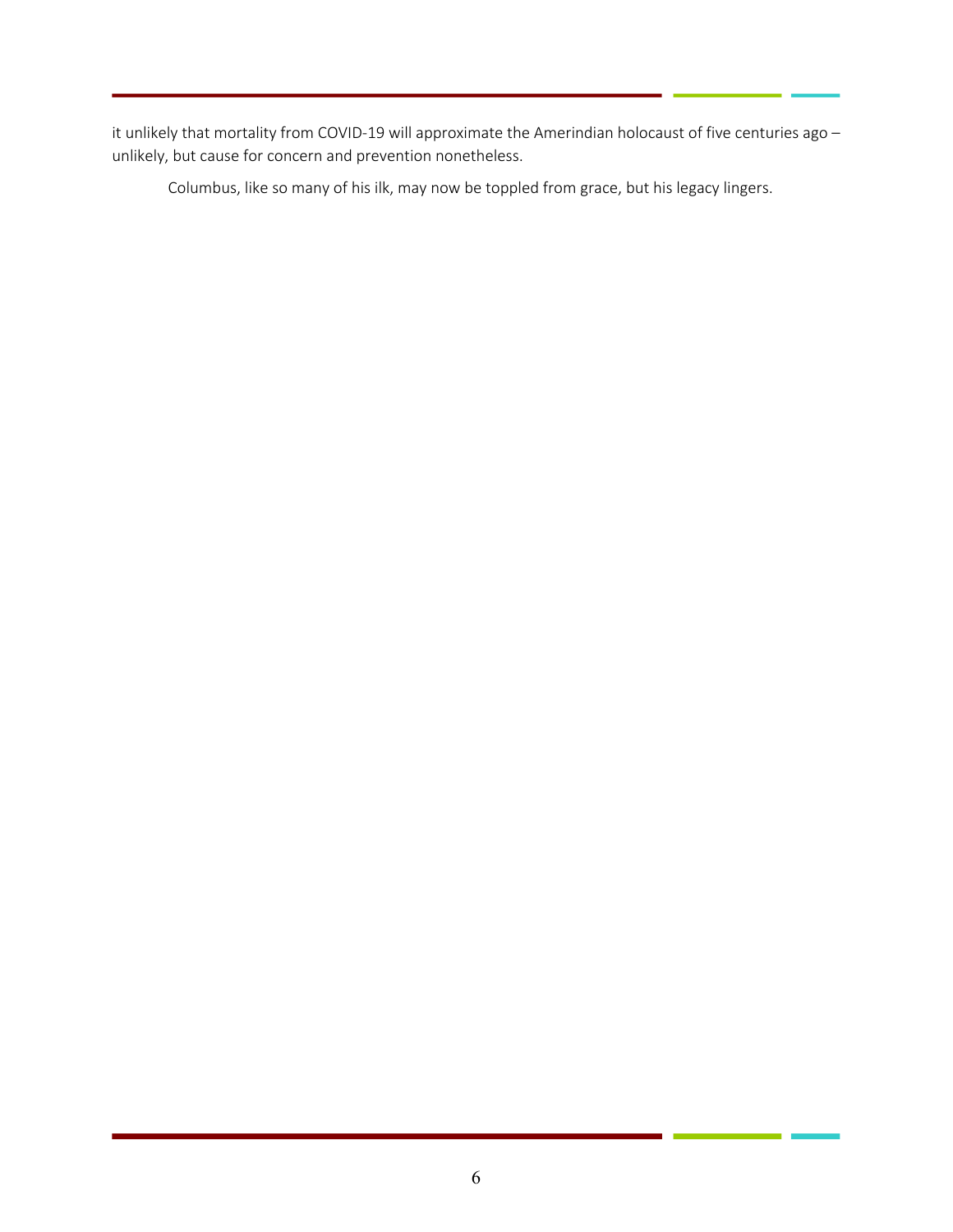it unlikely that mortality from COVID-19 will approximate the Amerindian holocaust of five centuries ago – unlikely, but cause for concern and prevention nonetheless.

Columbus, like so many of his ilk, may now be toppled from grace, but his legacy lingers.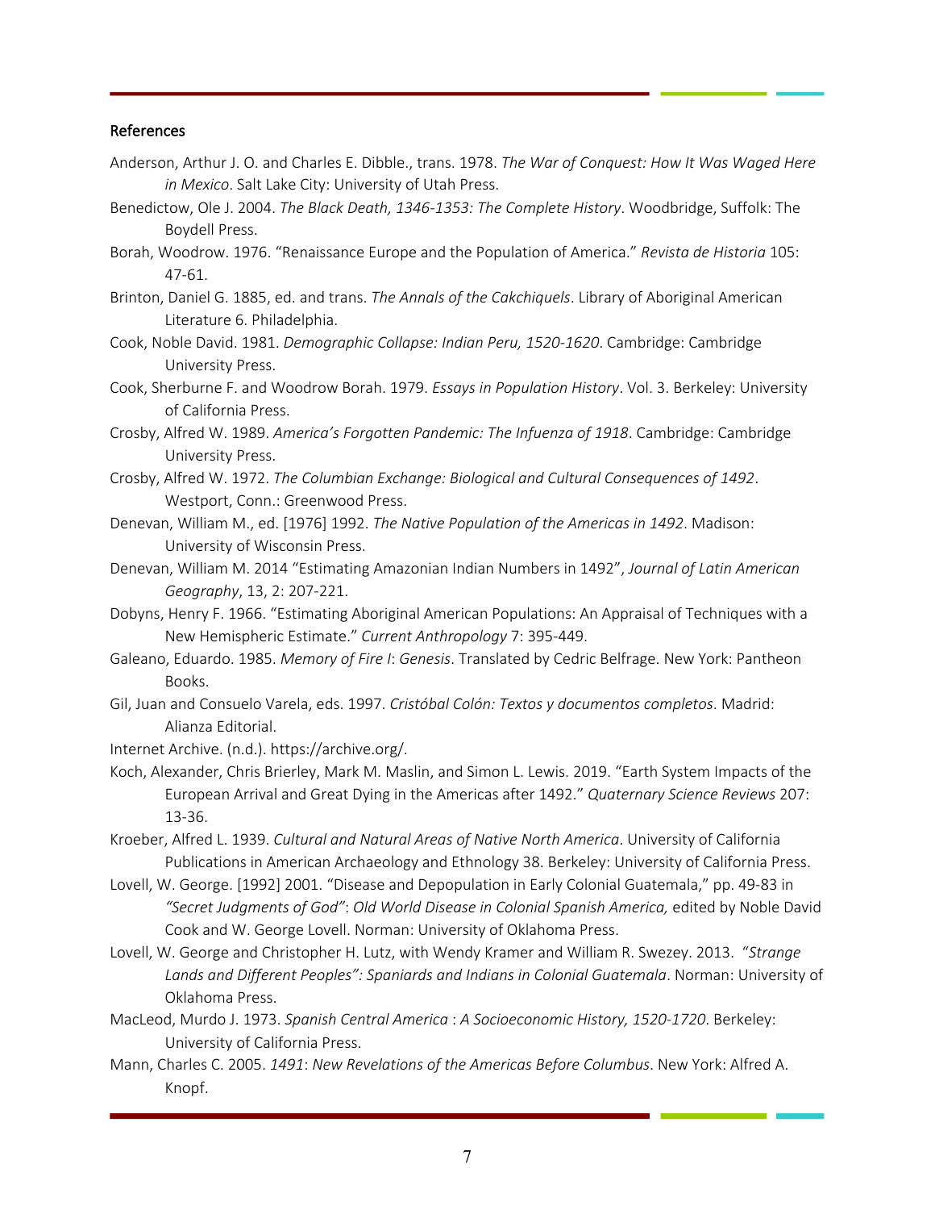## References

Anderson, Arthur J. O. and Charles E. Dibble., trans. 1978. *The War of Conquest: How It Was Waged Here in Mexico*. Salt Lake City: University of Utah Press.

Benedictow, Ole J. 2004. *The Black Death, 1346-1353: The Complete History*. Woodbridge, Suffolk: The Boydell Press.

Borah, Woodrow. 1976. "Renaissance Europe and the Population of America." *Revista de Historia* 105: 47-61.

Brinton, Daniel G. 1885, ed. and trans. *The Annals of the Cakchiquels*. Library of Aboriginal American Literature 6. Philadelphia.

Cook, Noble David. 1981. *Demographic Collapse: Indian Peru, 1520-1620*. Cambridge: Cambridge University Press.

Cook, Sherburne F. and Woodrow Borah. 1979. *Essays in Population History*. Vol. 3. Berkeley: University of California Press.

Crosby, Alfred W. 1989. *America's Forgotten Pandemic: The Infuenza of 1918*. Cambridge: Cambridge University Press.

Crosby, Alfred W. 1972. *The Columbian Exchange: Biological and Cultural Consequences of 1492*. Westport, Conn.: Greenwood Press.

Denevan, William M., ed. [1976] 1992. *The Native Population of the Americas in 1492*. Madison: University of Wisconsin Press.

Denevan, William M. 2014 "Estimating Amazonian Indian Numbers in 1492", *Journal of Latin American Geography*, 13, 2: 207-221.

Dobyns, Henry F. 1966. "Estimating Aboriginal American Populations: An Appraisal of Techniques with a New Hemispheric Estimate." *Current Anthropology* 7: 395-449.

Galeano, Eduardo. 1985. *Memory of Fire I*: *Genesis*. Translated by Cedric Belfrage. New York: Pantheon Books.

Gil, Juan and Consuelo Varela, eds. 1997. *Cristóbal Colón: Textos y documentos completos*. Madrid: Alianza Editorial.

Internet Archive. (n.d.). https://archive.org/.

Koch, Alexander, Chris Brierley, Mark M. Maslin, and Simon L. Lewis. 2019. "Earth System Impacts of the European Arrival and Great Dying in the Americas after 1492." *Quaternary Science Reviews* 207: 13-36.

Kroeber, Alfred L. 1939. *Cultural and Natural Areas of Native North America*. University of California Publications in American Archaeology and Ethnology 38. Berkeley: University of California Press.

Lovell, W. George. [1992] 2001. "Disease and Depopulation in Early Colonial Guatemala," pp. 49-83 in *"Secret Judgments of God"*: *Old World Disease in Colonial Spanish America,* edited by Noble David Cook and W. George Lovell. Norman: University of Oklahoma Press.

Lovell, W. George and Christopher H. Lutz, with Wendy Kramer and William R. Swezey. 2013. *"Strange Lands and Different Peoples": Spaniards and Indians in Colonial Guatemala*. Norman: University of Oklahoma Press.

MacLeod, Murdo J. 1973. *Spanish Central America* : *A Socioeconomic History, 1520-1720*. Berkeley: University of California Press.

Mann, Charles C. 2005. *1491*: *New Revelations of the Americas Before Columbus*. New York: Alfred A. Knopf.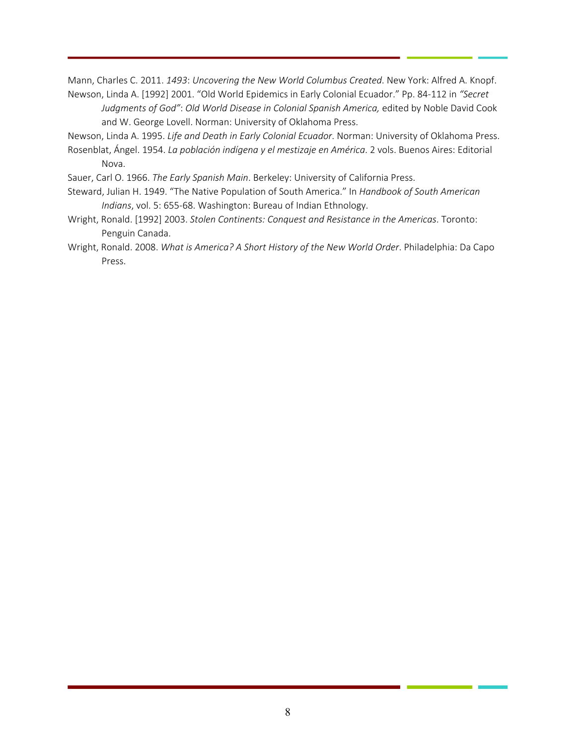Mann, Charles C. 2011. *1493*: *Uncovering the New World Columbus Created*. New York: Alfred A. Knopf.

Newson, Linda A. [1992] 2001. "Old World Epidemics in Early Colonial Ecuador." Pp. 84-112 in *"Secret Judgments of God"*: *Old World Disease in Colonial Spanish America,* edited by Noble David Cook and W. George Lovell. Norman: University of Oklahoma Press.

Newson, Linda A. 1995. *Life and Death in Early Colonial Ecuador*. Norman: University of Oklahoma Press.

Rosenblat, Ángel. 1954. *La población indígena y el mestizaje en América*. 2 vols. Buenos Aires: Editorial Nova.

Sauer, Carl O. 1966. *The Early Spanish Main*. Berkeley: University of California Press.

Steward, Julian H. 1949. "The Native Population of South America." In *Handbook of South American Indians*, vol. 5: 655-68. Washington: Bureau of Indian Ethnology.

Wright, Ronald. [1992] 2003. *Stolen Continents: Conquest and Resistance in the Americas*. Toronto: Penguin Canada.

Wright, Ronald. 2008. *What is America? A Short History of the New World Order*. Philadelphia: Da Capo Press.